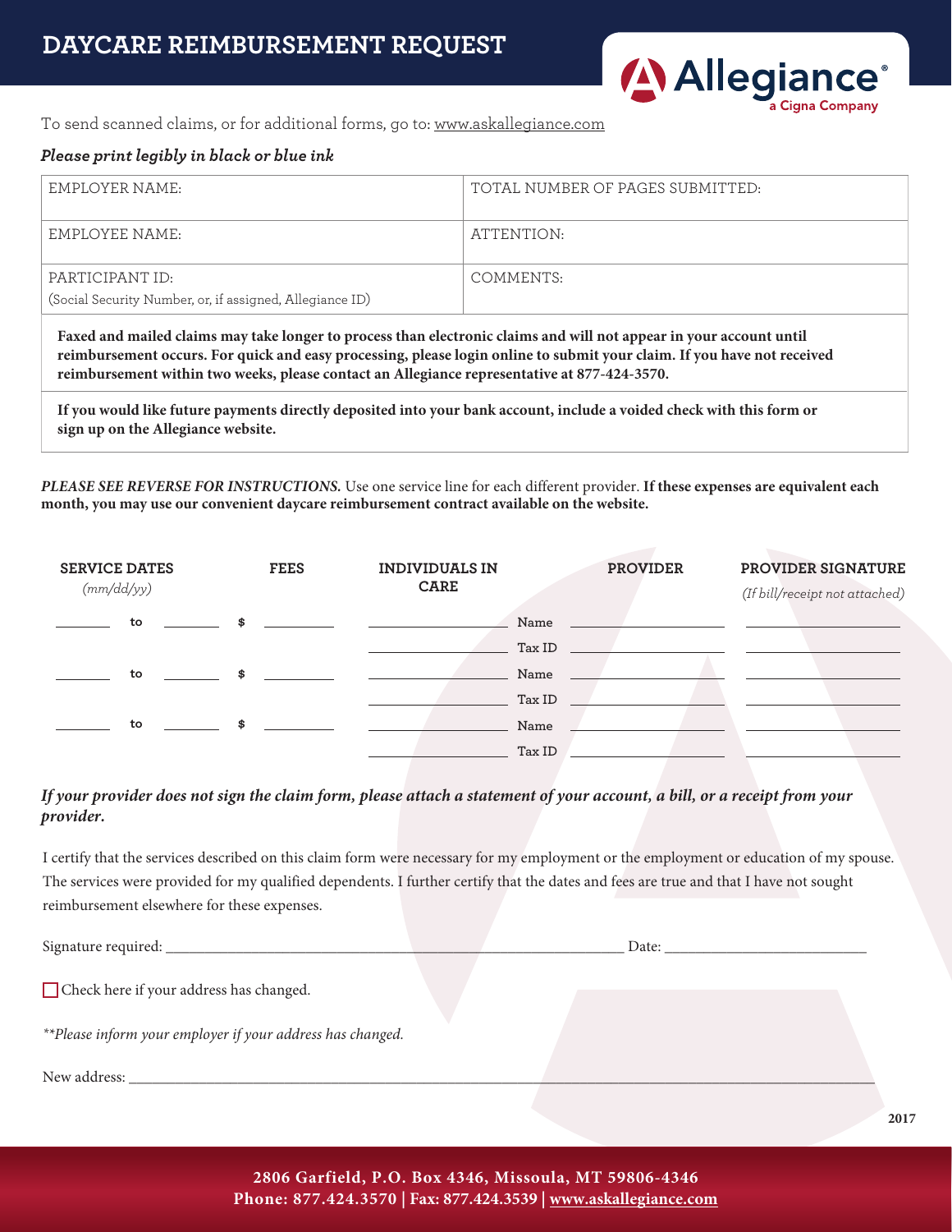# DAYCARE REIMBURSEMENT REQUEST

Allegiance® a Cigna Company

To send scanned claims, or for additional forms, go to: www.askallegiance.com

***Please print legibly in black or blue ink***

| EMPLOYER NAME: | TOTAL NUMBER OF PAGES SUBMITTED: |
|---|---|
| EMPLOYEE NAME: | ATTENTION: |
| PARTICIPANT ID: (Social Security Number, or, if assigned, Allegiance ID) | COMMENTS: |

**Faxed and mailed claims may take longer to process than electronic claims and will not appear in your account until reimbursement occurs. For quick and easy processing, please login online to submit your claim. If you have not received reimbursement within two weeks, please contact an Allegiance representative at 877-424-3570.**

**If you would like future payments directly deposited into your bank account, include a voided check with this form or sign up on the Allegiance website.**

***PLEASE SEE REVERSE FOR INSTRUCTIONS.*** Use one service line for each different provider. **If these expenses are equivalent each month, you may use our convenient daycare reimbursement contract available on the website.**

| SERVICE DATES (mm/dd/yy) | FEES | INDIVIDUALS IN CARE | PROVIDER | PROVIDER SIGNATURE (If bill/receipt not attached) |
|---|---|---|---|---|
| ________ to ________ | $ ________ | ________ | Name ________ | ________ |
| | | ________ | Tax ID ________ | ________ |
| ________ to ________ | $ ________ | ________ | Name ________ | ________ |
| | | ________ | Tax ID ________ | ________ |
| ________ to ________ | $ ________ | ________ | Name ________ | ________ |
| | | ________ | Tax ID ________ | ________ |

***If your provider does not sign the claim form, please attach a statement of your account, a bill, or a receipt from your provider.***

I certify that the services described on this claim form were necessary for my employment or the employment or education of my spouse. The services were provided for my qualified dependents. I further certify that the dates and fees are true and that I have not sought reimbursement elsewhere for these expenses.

Signature required: ____________________________________________ Date: ____________________

☐ Check here if your address has changed.

*\*\*Please inform your employer if your address has changed.*

New address: ______________________________________________________________________________

2017

**2806 Garfield, P.O. Box 4346, Missoula, MT 59806-4346**
**Phone: 877.424.3570 | Fax: 877.424.3539 | www.askallegiance.com**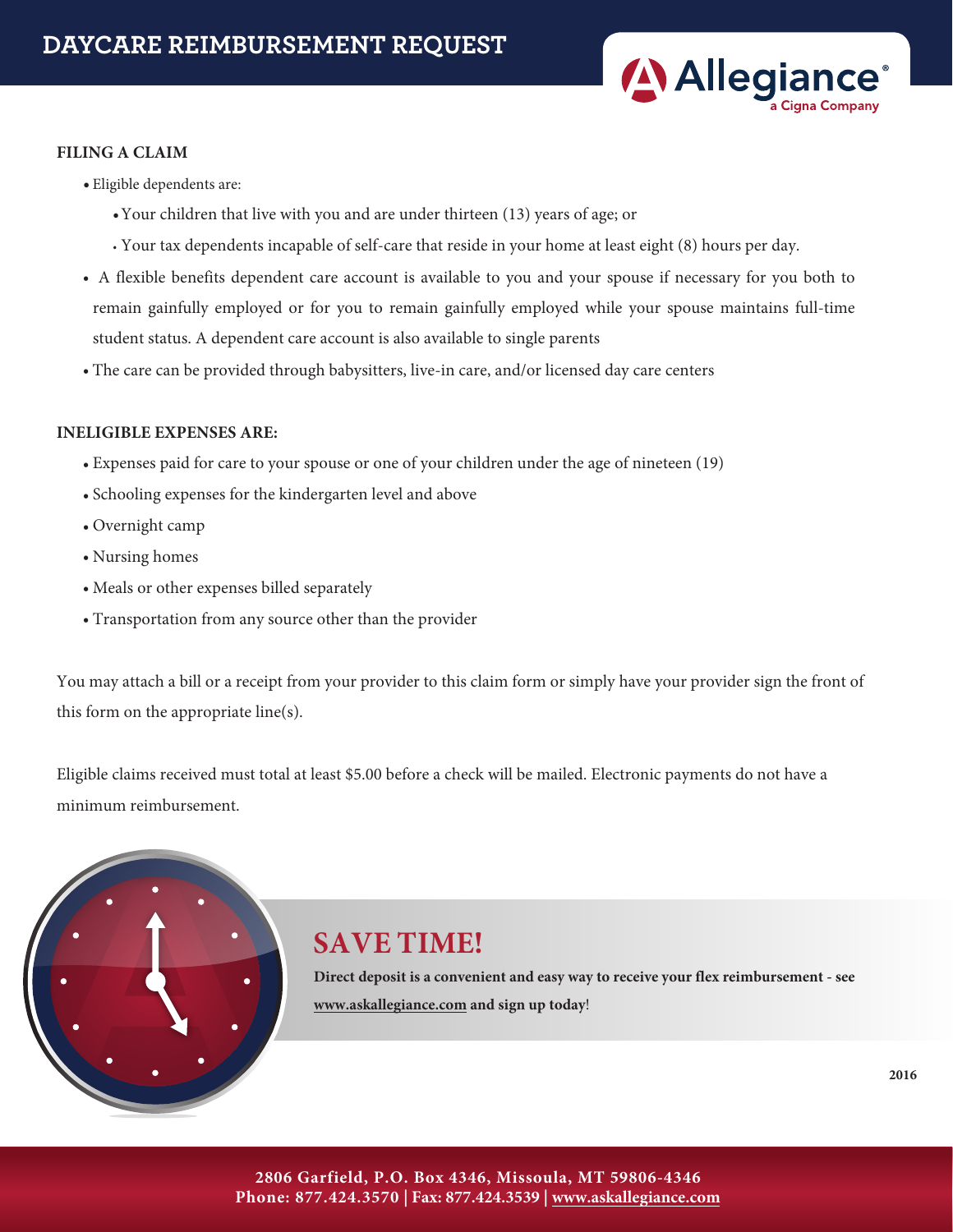# DAYCARE REIMBURSEMENT REQUEST

Allegiance® a Cigna Company

**FILING A CLAIM**

- Eligible dependents are:
  - Your children that live with you and are under thirteen (13) years of age; or
  - Your tax dependents incapable of self-care that reside in your home at least eight (8) hours per day.
- A flexible benefits dependent care account is available to you and your spouse if necessary for you both to remain gainfully employed or for you to remain gainfully employed while your spouse maintains full-time student status. A dependent care account is also available to single parents
- The care can be provided through babysitters, live-in care, and/or licensed day care centers

**INELIGIBLE EXPENSES ARE:**

- Expenses paid for care to your spouse or one of your children under the age of nineteen (19)
- Schooling expenses for the kindergarten level and above
- Overnight camp
- Nursing homes
- Meals or other expenses billed separately
- Transportation from any source other than the provider

You may attach a bill or a receipt from your provider to this claim form or simply have your provider sign the front of this form on the appropriate line(s).

Eligible claims received must total at least $5.00 before a check will be mailed. Electronic payments do not have a minimum reimbursement.

## SAVE TIME!

**Direct deposit is a convenient and easy way to receive your flex reimbursement - see www.askallegiance.com and sign up today!**

2016

**2806 Garfield, P.O. Box 4346, Missoula, MT 59806-4346**
**Phone: 877.424.3570 | Fax: 877.424.3539 | www.askallegiance.com**